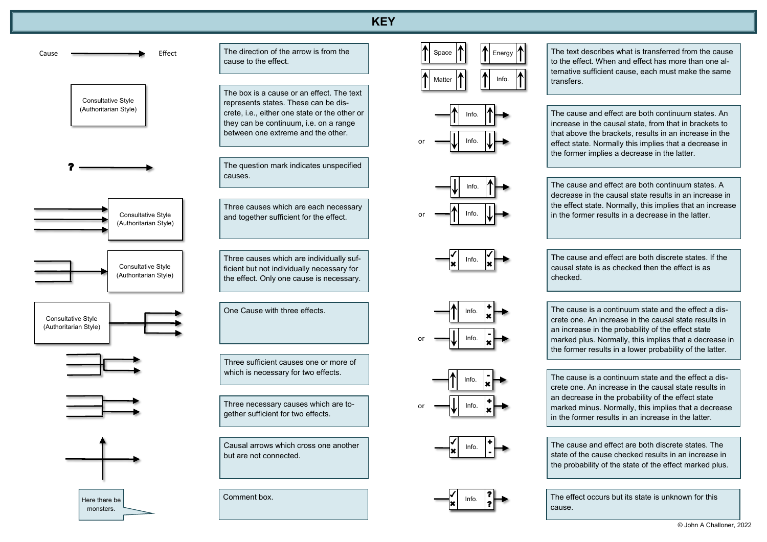# KEY

Cause → Effect

The direction of the arrow is from the cause to the effect.

Consultative Style (Authoritarian Style)

The box is a cause or an effect. The text represents states. These can be discrete, i.e., either one state or the other or they can be continuum, i.e. on a range between one extreme and the other.

?

The question mark indicates unspecified causes.

Consultative Style (Authoritarian Style)

Three causes which are each necessary and together sufficient for the effect.

Consultative Style (Authoritarian Style)

Three causes which are individually sufficient but not individually necessary for the effect. Only one cause is necessary.

Consultative Style (Authoritarian Style)

One Cause with three effects.

Three sufficient causes one or more of which is necessary for two effects.

Three necessary causes which are together sufficient for two effects.

Causal arrows which cross one another but are not connected.

Here there be monsters.

Comment box.

Space | Energy | Matter | Info.

The text describes what is transferred from the cause to the effect. When and effect has more than one alternative sufficient cause, each must make the same transfers.

Info. or Info.

The cause and effect are both continuum states. An increase in the causal state, from that in brackets to that above the brackets, results in an increase in the effect state. Normally this implies that a decrease in the former implies a decrease in the latter.

Info. or Info.

The cause and effect are both continuum states. A decrease in the causal state results in an increase in the effect state. Normally, this implies that an increase in the former results in a decrease in the latter.

Info.

The cause and effect are both discrete states. If the causal state is as checked then the effect is as checked.

Info. or Info.

The cause is a continuum state and the effect a discrete one. An increase in the causal state results in an increase in the probability of the effect state marked plus. Normally, this implies that a decrease in the former results in a lower probability of the latter.

Info. or Info.

The cause is a continuum state and the effect a discrete one. An increase in the causal state results in an decrease in the probability of the effect state marked minus. Normally, this implies that a decrease in the former results in an increase in the latter.

Info.

The cause and effect are both discrete states. The state of the cause checked results in an increase in the probability of the state of the effect marked plus.

Info.

The effect occurs but its state is unknown for this cause.

© John A Challoner, 2022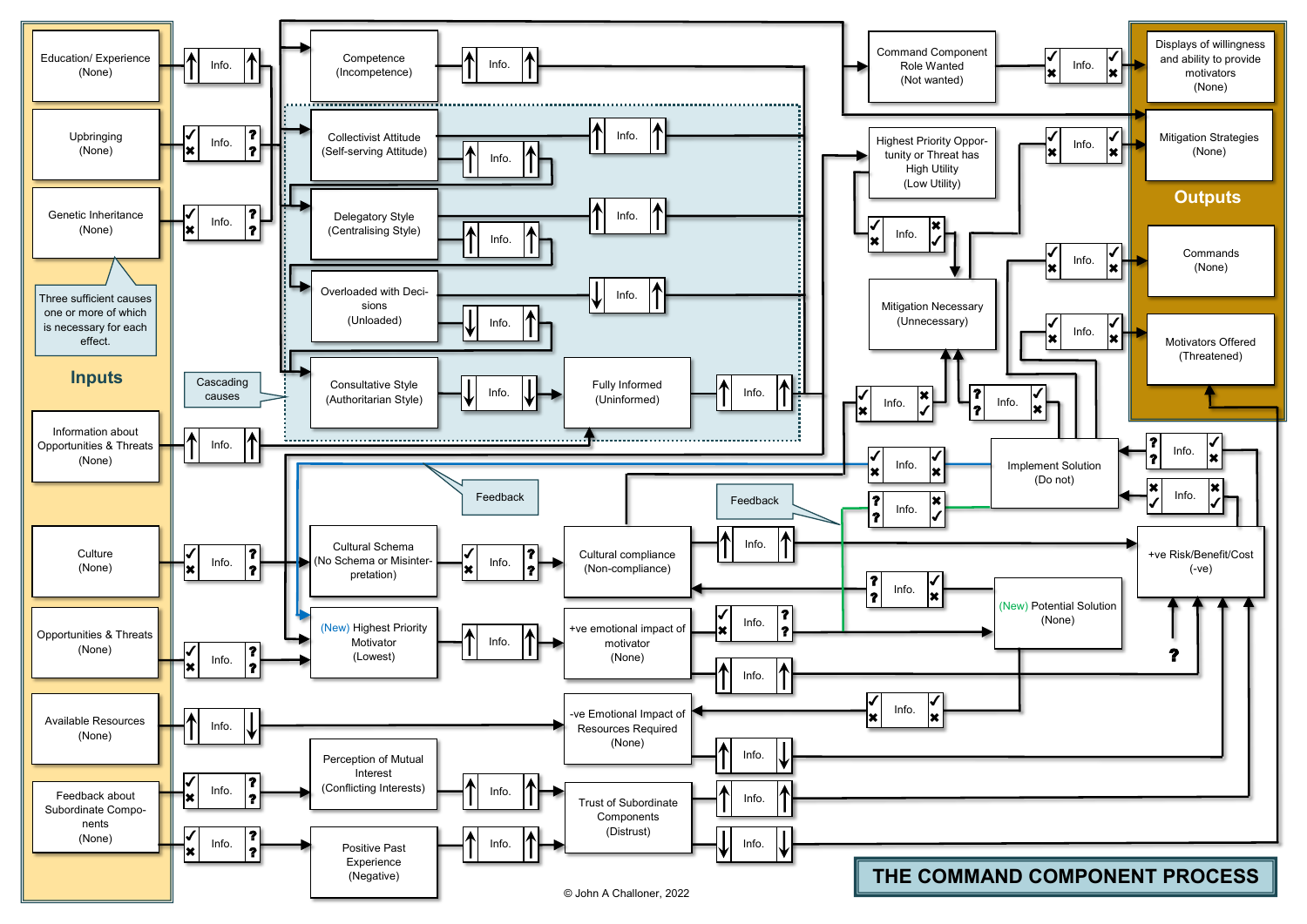# THE COMMAND COMPONENT PROCESS

## Inputs

- Education/ Experience (None)
- Upbringing (None)
- Genetic Inheritance (None)
- Information about Opportunities & Threats (None)
- Culture (None)
- Opportunities & Threats (None)
- Available Resources (None)
- Feedback about Subordinate Components (None)

Three sufficient causes one or more of which is necessary for each effect.

Cascading causes

- Competence (Incompetence)
- Collectivist Attitude (Self-serving Attitude)
- Delegatory Style (Centralising Style)
- Overloaded with Decisions (Unloaded)
- Consultative Style (Authoritarian Style)
- Fully Informed (Uninformed)
- Command Component Role Wanted (Not wanted)
- Highest Priority Opportunity or Threat has High Utility (Low Utility)
- Mitigation Necessary (Unnecessary)
- Implement Solution (Do not)
- Cultural Schema (No Schema or Misinterpretation)
- Cultural compliance (Non-compliance)
- (New) Highest Priority Motivator (Lowest)
- +ve emotional impact of motivator (None)
- (New) Potential Solution (None)
- +ve Risk/Benefit/Cost (-ve)
- -ve Emotional Impact of Resources Required (None)
- Perception of Mutual Interest (Conflicting Interests)
- Trust of Subordinate Components (Distrust)
- Positive Past Experience (Negative)

Feedback

Feedback

## Outputs

- Displays of willingness and ability to provide motivators (None)
- Mitigation Strategies (None)
- Commands (None)
- Motivators Offered (Threatened)

© John A Challoner, 2022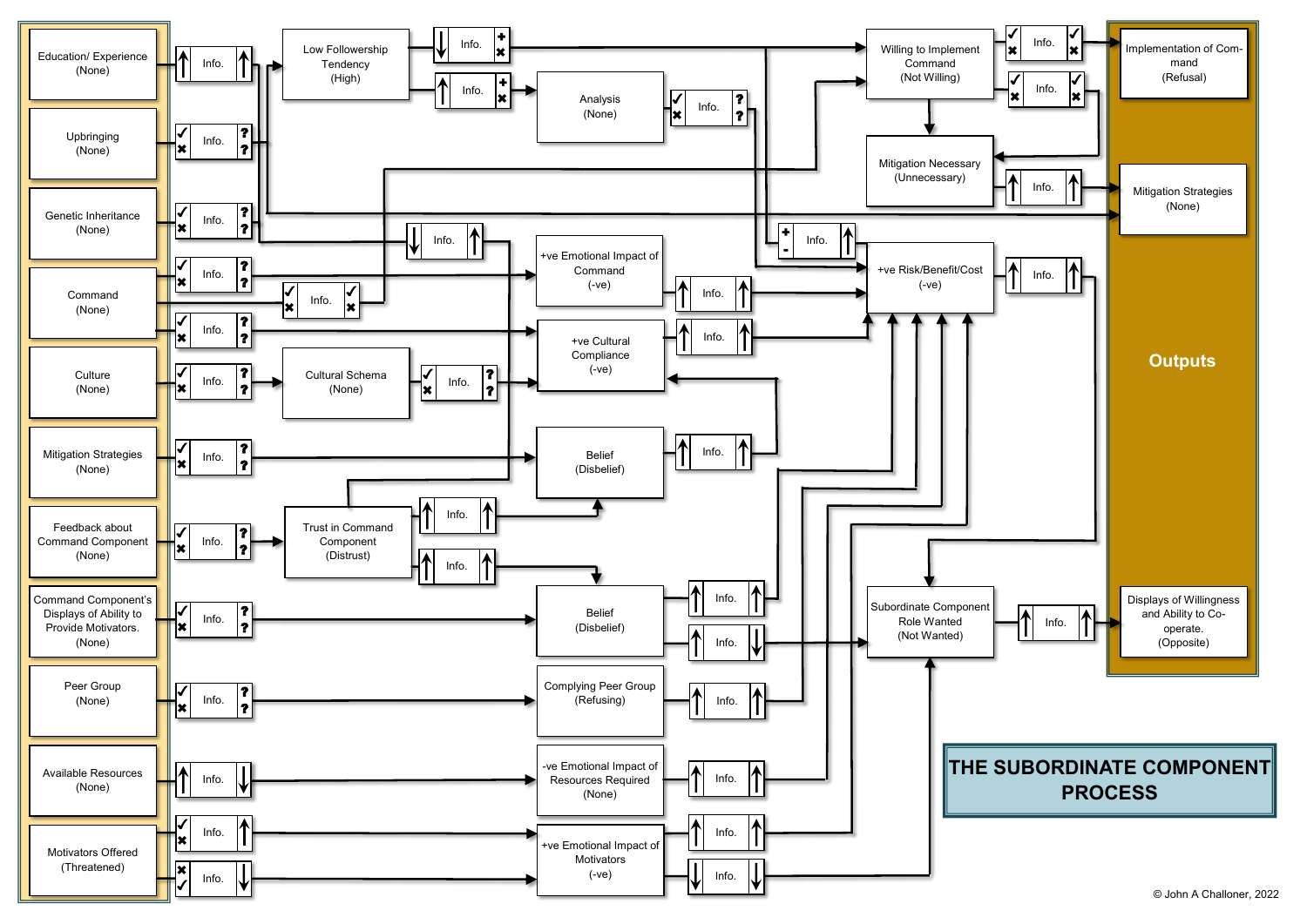# THE SUBORDINATE COMPONENT PROCESS

**Inputs:**

- Education/ Experience (None)
- Upbringing (None)
- Genetic Inheritance (None)
- Command (None)
- Culture (None)
- Mitigation Strategies (None)
- Feedback about Command Component (None)
- Command Component's Displays of Ability to Provide Motivators. (None)
- Peer Group (None)
- Available Resources (None)
- Motivators Offered (Threatened)

**Intermediate components:**

- Low Followership Tendency (High)
- Analysis (None)
- +ve Emotional Impact of Command (-ve)
- +ve Cultural Compliance (-ve)
- Cultural Schema (None)
- Belief (Disbelief)
- Trust in Command Component (Distrust)
- Belief (Disbelief)
- Complying Peer Group (Refusing)
- -ve Emotional Impact of Resources Required (None)
- +ve Emotional Impact of Motivators (-ve)
- Willing to Implement Command (Not Willing)
- Mitigation Necessary (Unnecessary)
- +ve Risk/Benefit/Cost (-ve)
- Subordinate Component Role Wanted (Not Wanted)

**Outputs**

- Implementation of Command (Refusal)
- Mitigation Strategies (None)
- Displays of Willingness and Ability to Co-operate. (Opposite)

© John A Challoner, 2022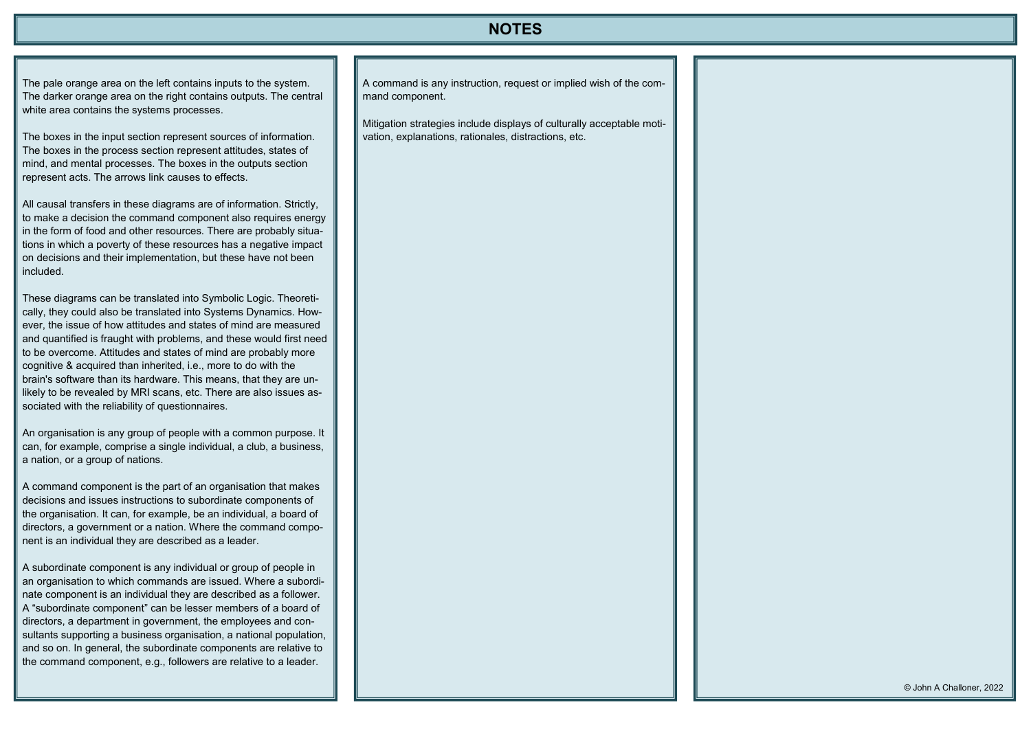# NOTES

The pale orange area on the left contains inputs to the system. The darker orange area on the right contains outputs. The central white area contains the systems processes.

The boxes in the input section represent sources of information. The boxes in the process section represent attitudes, states of mind, and mental processes. The boxes in the outputs section represent acts. The arrows link causes to effects.

All causal transfers in these diagrams are of information. Strictly, to make a decision the command component also requires energy in the form of food and other resources. There are probably situations in which a poverty of these resources has a negative impact on decisions and their implementation, but these have not been included.

These diagrams can be translated into Symbolic Logic. Theoretically, they could also be translated into Systems Dynamics. However, the issue of how attitudes and states of mind are measured and quantified is fraught with problems, and these would first need to be overcome. Attitudes and states of mind are probably more cognitive & acquired than inherited, i.e., more to do with the brain's software than its hardware. This means, that they are unlikely to be revealed by MRI scans, etc. There are also issues associated with the reliability of questionnaires.

An organisation is any group of people with a common purpose. It can, for example, comprise a single individual, a club, a business, a nation, or a group of nations.

A command component is the part of an organisation that makes decisions and issues instructions to subordinate components of the organisation. It can, for example, be an individual, a board of directors, a government or a nation. Where the command component is an individual they are described as a leader.

A subordinate component is any individual or group of people in an organisation to which commands are issued. Where a subordinate component is an individual they are described as a follower. A "subordinate component" can be lesser members of a board of directors, a department in government, the employees and consultants supporting a business organisation, a national population, and so on. In general, the subordinate components are relative to the command component, e.g., followers are relative to a leader.

A command is any instruction, request or implied wish of the command component.

Mitigation strategies include displays of culturally acceptable motivation, explanations, rationales, distractions, etc.

© John A Challoner, 2022